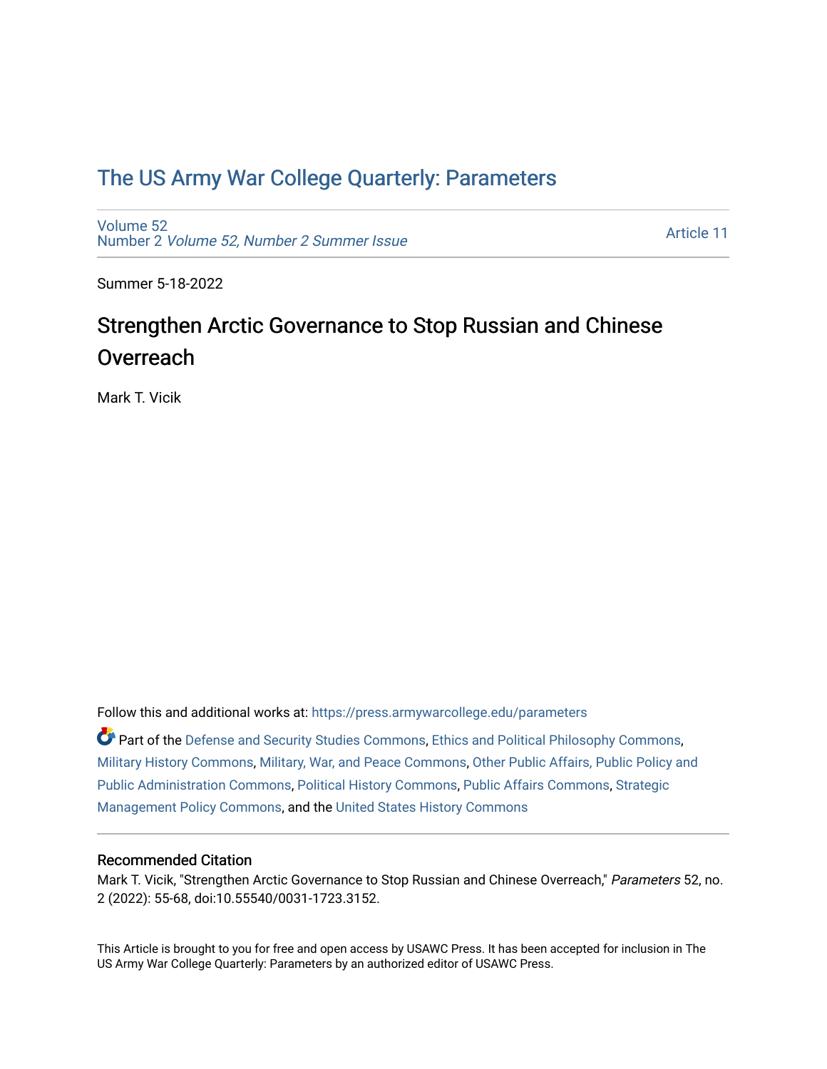# The US Army War College Quarterly: Parameters

Volume 52
Number 2 *Volume 52, Number 2 Summer Issue*

Article 11

Summer 5-18-2022

## Strengthen Arctic Governance to Stop Russian and Chinese Overreach

Mark T. Vicik

Follow this and additional works at: https://press.armywarcollege.edu/parameters

Part of the Defense and Security Studies Commons, Ethics and Political Philosophy Commons, Military History Commons, Military, War, and Peace Commons, Other Public Affairs, Public Policy and Public Administration Commons, Political History Commons, Public Affairs Commons, Strategic Management Policy Commons, and the United States History Commons

### Recommended Citation

Mark T. Vicik, "Strengthen Arctic Governance to Stop Russian and Chinese Overreach," *Parameters* 52, no. 2 (2022): 55-68, doi:10.55540/0031-1723.3152.

This Article is brought to you for free and open access by USAWC Press. It has been accepted for inclusion in The US Army War College Quarterly: Parameters by an authorized editor of USAWC Press.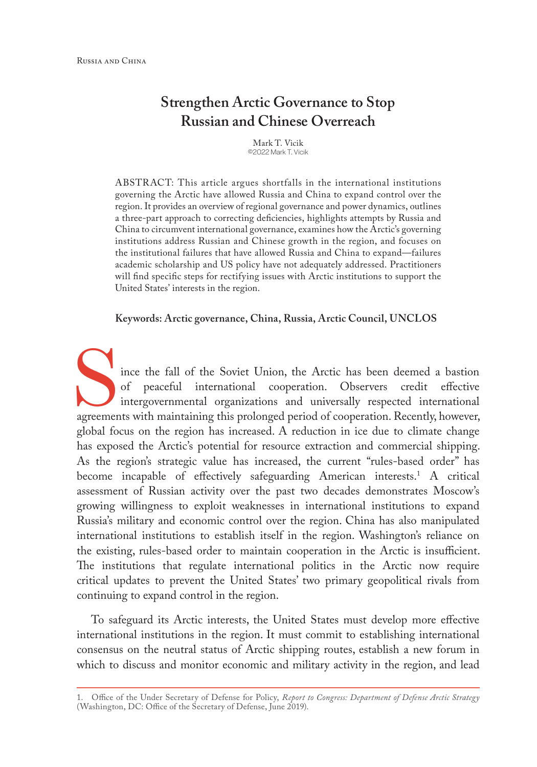# Strengthen Arctic Governance to Stop Russian and Chinese Overreach

Mark T. Vicik
©2022 Mark T. Vicik

ABSTRACT: This article argues shortfalls in the international institutions governing the Arctic have allowed Russia and China to expand control over the region. It provides an overview of regional governance and power dynamics, outlines a three-part approach to correcting deficiencies, highlights attempts by Russia and China to circumvent international governance, examines how the Arctic's governing institutions address Russian and Chinese growth in the region, and focuses on the institutional failures that have allowed Russia and China to expand—failures academic scholarship and US policy have not adequately addressed. Practitioners will find specific steps for rectifying issues with Arctic institutions to support the United States' interests in the region.

**Keywords: Arctic governance, China, Russia, Arctic Council, UNCLOS**

Since the fall of the Soviet Union, the Arctic has been deemed a bastion of peaceful international cooperation. Observers credit effective intergovernmental organizations and universally respected international agreements with maintaining this prolonged period of cooperation. Recently, however, global focus on the region has increased. A reduction in ice due to climate change has exposed the Arctic's potential for resource extraction and commercial shipping. As the region's strategic value has increased, the current "rules-based order" has become incapable of effectively safeguarding American interests.[1] A critical assessment of Russian activity over the past two decades demonstrates Moscow's growing willingness to exploit weaknesses in international institutions to expand Russia's military and economic control over the region. China has also manipulated international institutions to establish itself in the region. Washington's reliance on the existing, rules-based order to maintain cooperation in the Arctic is insufficient. The institutions that regulate international politics in the Arctic now require critical updates to prevent the United States' two primary geopolitical rivals from continuing to expand control in the region.

To safeguard its Arctic interests, the United States must develop more effective international institutions in the region. It must commit to establishing international consensus on the neutral status of Arctic shipping routes, establish a new forum in which to discuss and monitor economic and military activity in the region, and lead

1. Office of the Under Secretary of Defense for Policy, *Report to Congress: Department of Defense Arctic Strategy* (Washington, DC: Office of the Secretary of Defense, June 2019).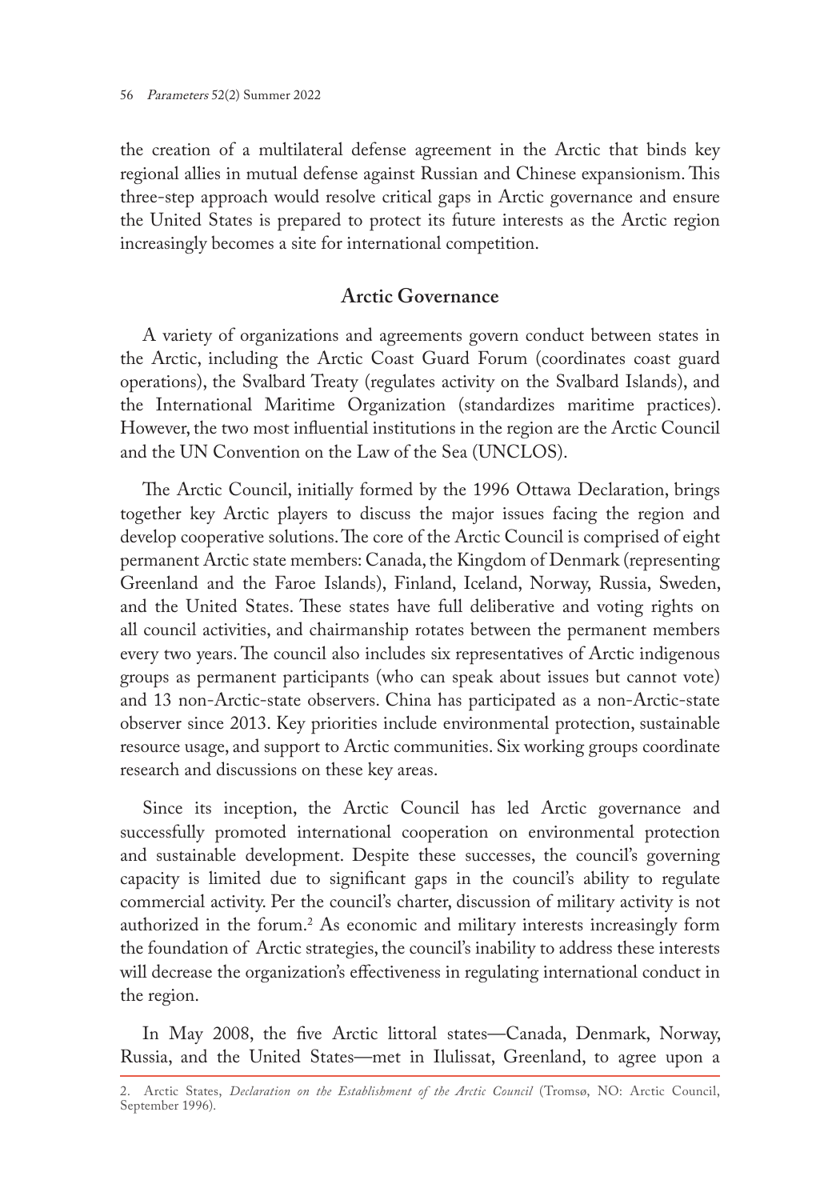the creation of a multilateral defense agreement in the Arctic that binds key regional allies in mutual defense against Russian and Chinese expansionism. This three-step approach would resolve critical gaps in Arctic governance and ensure the United States is prepared to protect its future interests as the Arctic region increasingly becomes a site for international competition.

## Arctic Governance

A variety of organizations and agreements govern conduct between states in the Arctic, including the Arctic Coast Guard Forum (coordinates coast guard operations), the Svalbard Treaty (regulates activity on the Svalbard Islands), and the International Maritime Organization (standardizes maritime practices). However, the two most influential institutions in the region are the Arctic Council and the UN Convention on the Law of the Sea (UNCLOS).

The Arctic Council, initially formed by the 1996 Ottawa Declaration, brings together key Arctic players to discuss the major issues facing the region and develop cooperative solutions. The core of the Arctic Council is comprised of eight permanent Arctic state members: Canada, the Kingdom of Denmark (representing Greenland and the Faroe Islands), Finland, Iceland, Norway, Russia, Sweden, and the United States. These states have full deliberative and voting rights on all council activities, and chairmanship rotates between the permanent members every two years. The council also includes six representatives of Arctic indigenous groups as permanent participants (who can speak about issues but cannot vote) and 13 non-Arctic-state observers. China has participated as a non-Arctic-state observer since 2013. Key priorities include environmental protection, sustainable resource usage, and support to Arctic communities. Six working groups coordinate research and discussions on these key areas.

Since its inception, the Arctic Council has led Arctic governance and successfully promoted international cooperation on environmental protection and sustainable development. Despite these successes, the council's governing capacity is limited due to significant gaps in the council's ability to regulate commercial activity. Per the council's charter, discussion of military activity is not authorized in the forum.[2] As economic and military interests increasingly form the foundation of Arctic strategies, the council's inability to address these interests will decrease the organization's effectiveness in regulating international conduct in the region.

In May 2008, the five Arctic littoral states—Canada, Denmark, Norway, Russia, and the United States—met in Ilulissat, Greenland, to agree upon a

2. Arctic States, *Declaration on the Establishment of the Arctic Council* (Tromsø, NO: Arctic Council, September 1996).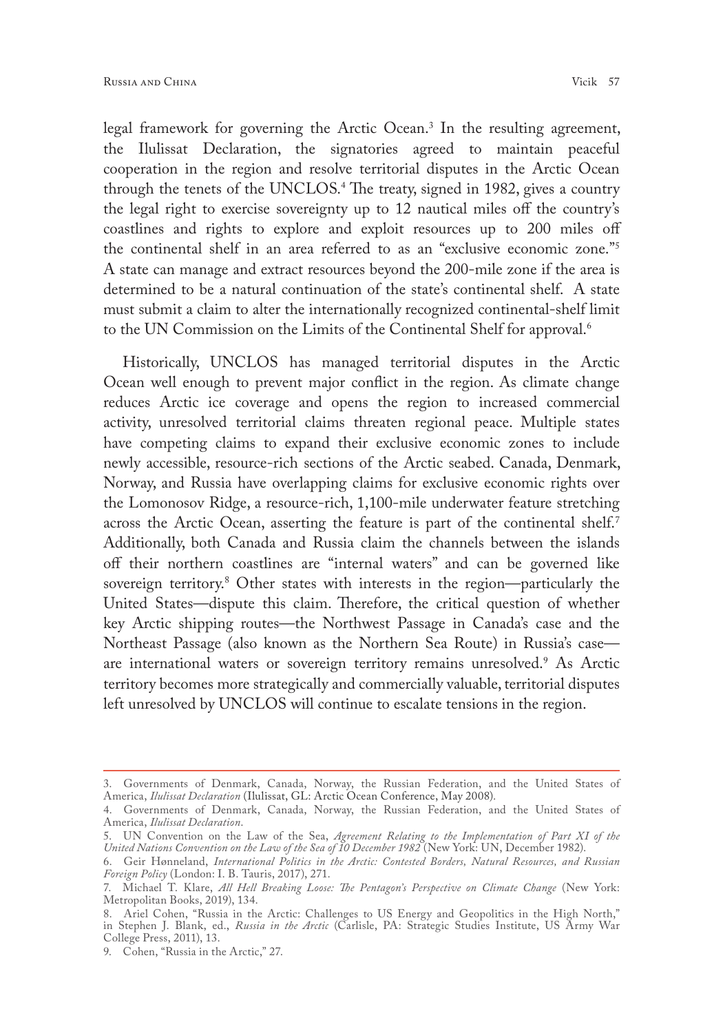legal framework for governing the Arctic Ocean.[3] In the resulting agreement, the Ilulissat Declaration, the signatories agreed to maintain peaceful cooperation in the region and resolve territorial disputes in the Arctic Ocean through the tenets of the UNCLOS.[4] The treaty, signed in 1982, gives a country the legal right to exercise sovereignty up to 12 nautical miles off the country's coastlines and rights to explore and exploit resources up to 200 miles off the continental shelf in an area referred to as an "exclusive economic zone."[5] A state can manage and extract resources beyond the 200-mile zone if the area is determined to be a natural continuation of the state's continental shelf. A state must submit a claim to alter the internationally recognized continental-shelf limit to the UN Commission on the Limits of the Continental Shelf for approval.[6]

Historically, UNCLOS has managed territorial disputes in the Arctic Ocean well enough to prevent major conflict in the region. As climate change reduces Arctic ice coverage and opens the region to increased commercial activity, unresolved territorial claims threaten regional peace. Multiple states have competing claims to expand their exclusive economic zones to include newly accessible, resource-rich sections of the Arctic seabed. Canada, Denmark, Norway, and Russia have overlapping claims for exclusive economic rights over the Lomonosov Ridge, a resource-rich, 1,100-mile underwater feature stretching across the Arctic Ocean, asserting the feature is part of the continental shelf.[7] Additionally, both Canada and Russia claim the channels between the islands off their northern coastlines are "internal waters" and can be governed like sovereign territory.[8] Other states with interests in the region—particularly the United States—dispute this claim. Therefore, the critical question of whether key Arctic shipping routes—the Northwest Passage in Canada's case and the Northeast Passage (also known as the Northern Sea Route) in Russia's case—are international waters or sovereign territory remains unresolved.[9] As Arctic territory becomes more strategically and commercially valuable, territorial disputes left unresolved by UNCLOS will continue to escalate tensions in the region.

---

3. Governments of Denmark, Canada, Norway, the Russian Federation, and the United States of America, *Ilulissat Declaration* (Ilulissat, GL: Arctic Ocean Conference, May 2008).

4. Governments of Denmark, Canada, Norway, the Russian Federation, and the United States of America, *Ilulissat Declaration*.

5. UN Convention on the Law of the Sea, *Agreement Relating to the Implementation of Part XI of the United Nations Convention on the Law of the Sea of 10 December 1982* (New York: UN, December 1982).

6. Geir Hønneland, *International Politics in the Arctic: Contested Borders, Natural Resources, and Russian Foreign Policy* (London: I. B. Tauris, 2017), 271.

7. Michael T. Klare, *All Hell Breaking Loose: The Pentagon's Perspective on Climate Change* (New York: Metropolitan Books, 2019), 134.

8. Ariel Cohen, "Russia in the Arctic: Challenges to US Energy and Geopolitics in the High North," in Stephen J. Blank, ed., *Russia in the Arctic* (Carlisle, PA: Strategic Studies Institute, US Army War College Press, 2011), 13.

9. Cohen, "Russia in the Arctic," 27.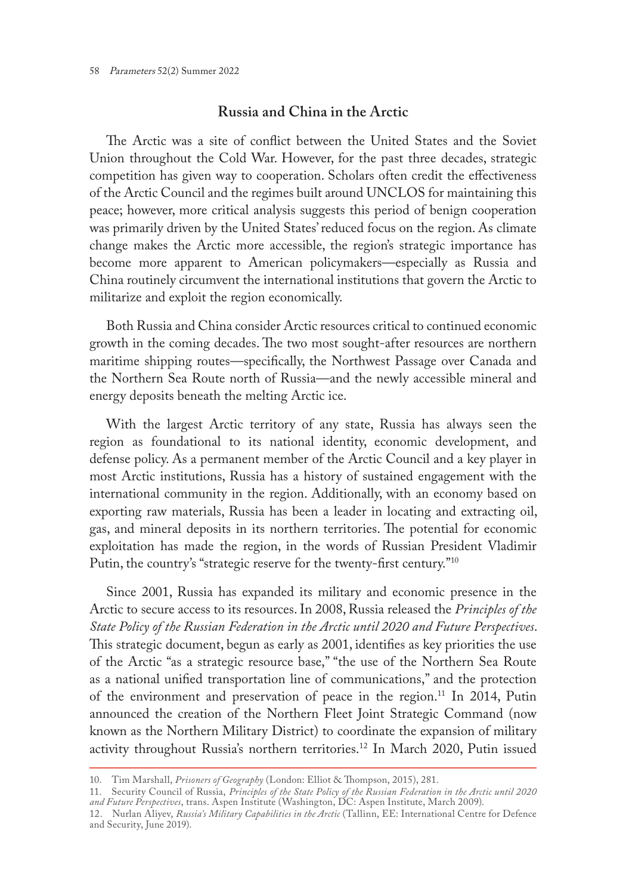## Russia and China in the Arctic

The Arctic was a site of conflict between the United States and the Soviet Union throughout the Cold War. However, for the past three decades, strategic competition has given way to cooperation. Scholars often credit the effectiveness of the Arctic Council and the regimes built around UNCLOS for maintaining this peace; however, more critical analysis suggests this period of benign cooperation was primarily driven by the United States' reduced focus on the region. As climate change makes the Arctic more accessible, the region's strategic importance has become more apparent to American policymakers—especially as Russia and China routinely circumvent the international institutions that govern the Arctic to militarize and exploit the region economically.

Both Russia and China consider Arctic resources critical to continued economic growth in the coming decades. The two most sought-after resources are northern maritime shipping routes—specifically, the Northwest Passage over Canada and the Northern Sea Route north of Russia—and the newly accessible mineral and energy deposits beneath the melting Arctic ice.

With the largest Arctic territory of any state, Russia has always seen the region as foundational to its national identity, economic development, and defense policy. As a permanent member of the Arctic Council and a key player in most Arctic institutions, Russia has a history of sustained engagement with the international community in the region. Additionally, with an economy based on exporting raw materials, Russia has been a leader in locating and extracting oil, gas, and mineral deposits in its northern territories. The potential for economic exploitation has made the region, in the words of Russian President Vladimir Putin, the country's "strategic reserve for the twenty-first century."[10]

Since 2001, Russia has expanded its military and economic presence in the Arctic to secure access to its resources. In 2008, Russia released the *Principles of the State Policy of the Russian Federation in the Arctic until 2020 and Future Perspectives*. This strategic document, begun as early as 2001, identifies as key priorities the use of the Arctic "as a strategic resource base," "the use of the Northern Sea Route as a national unified transportation line of communications," and the protection of the environment and preservation of peace in the region.[11] In 2014, Putin announced the creation of the Northern Fleet Joint Strategic Command (now known as the Northern Military District) to coordinate the expansion of military activity throughout Russia's northern territories.[12] In March 2020, Putin issued

10. Tim Marshall, *Prisoners of Geography* (London: Elliot & Thompson, 2015), 281.
11. Security Council of Russia, *Principles of the State Policy of the Russian Federation in the Arctic until 2020 and Future Perspectives*, trans. Aspen Institute (Washington, DC: Aspen Institute, March 2009).
12. Nurlan Aliyev, *Russia's Military Capabilities in the Arctic* (Tallinn, EE: International Centre for Defence and Security, June 2019).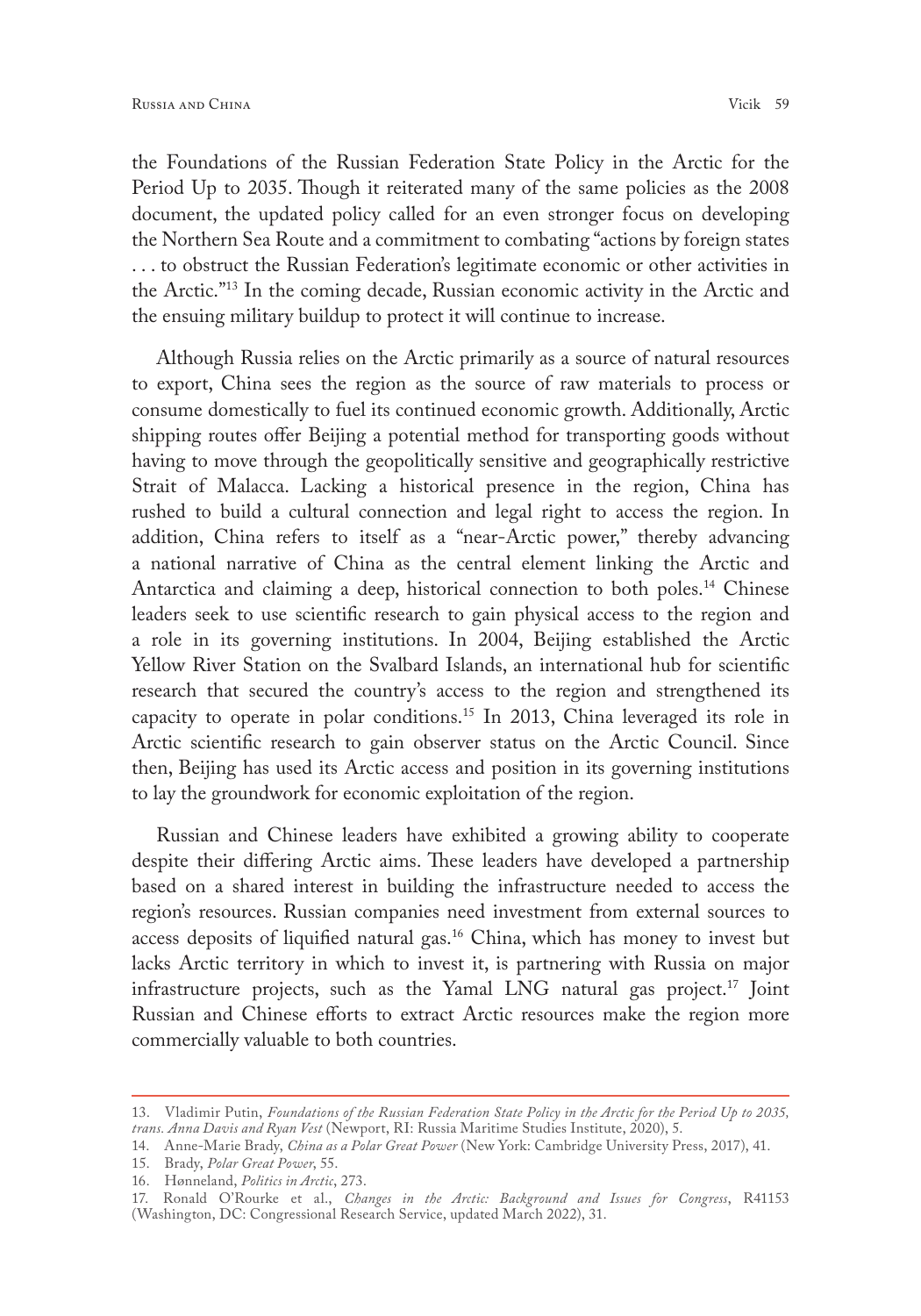the Foundations of the Russian Federation State Policy in the Arctic for the Period Up to 2035. Though it reiterated many of the same policies as the 2008 document, the updated policy called for an even stronger focus on developing the Northern Sea Route and a commitment to combating "actions by foreign states . . . to obstruct the Russian Federation's legitimate economic or other activities in the Arctic."[13] In the coming decade, Russian economic activity in the Arctic and the ensuing military buildup to protect it will continue to increase.

Although Russia relies on the Arctic primarily as a source of natural resources to export, China sees the region as the source of raw materials to process or consume domestically to fuel its continued economic growth. Additionally, Arctic shipping routes offer Beijing a potential method for transporting goods without having to move through the geopolitically sensitive and geographically restrictive Strait of Malacca. Lacking a historical presence in the region, China has rushed to build a cultural connection and legal right to access the region. In addition, China refers to itself as a "near-Arctic power," thereby advancing a national narrative of China as the central element linking the Arctic and Antarctica and claiming a deep, historical connection to both poles.[14] Chinese leaders seek to use scientific research to gain physical access to the region and a role in its governing institutions. In 2004, Beijing established the Arctic Yellow River Station on the Svalbard Islands, an international hub for scientific research that secured the country's access to the region and strengthened its capacity to operate in polar conditions.[15] In 2013, China leveraged its role in Arctic scientific research to gain observer status on the Arctic Council. Since then, Beijing has used its Arctic access and position in its governing institutions to lay the groundwork for economic exploitation of the region.

Russian and Chinese leaders have exhibited a growing ability to cooperate despite their differing Arctic aims. These leaders have developed a partnership based on a shared interest in building the infrastructure needed to access the region's resources. Russian companies need investment from external sources to access deposits of liquified natural gas.[16] China, which has money to invest but lacks Arctic territory in which to invest it, is partnering with Russia on major infrastructure projects, such as the Yamal LNG natural gas project.[17] Joint Russian and Chinese efforts to extract Arctic resources make the region more commercially valuable to both countries.

---

13. Vladimir Putin, *Foundations of the Russian Federation State Policy in the Arctic for the Period Up to 2035, trans. Anna Davis and Ryan Vest* (Newport, RI: Russia Maritime Studies Institute, 2020), 5.
14. Anne-Marie Brady, *China as a Polar Great Power* (New York: Cambridge University Press, 2017), 41.
15. Brady, *Polar Great Power*, 55.
16. Hønneland, *Politics in Arctic*, 273.
17. Ronald O'Rourke et al., *Changes in the Arctic: Background and Issues for Congress*, R41153 (Washington, DC: Congressional Research Service, updated March 2022), 31.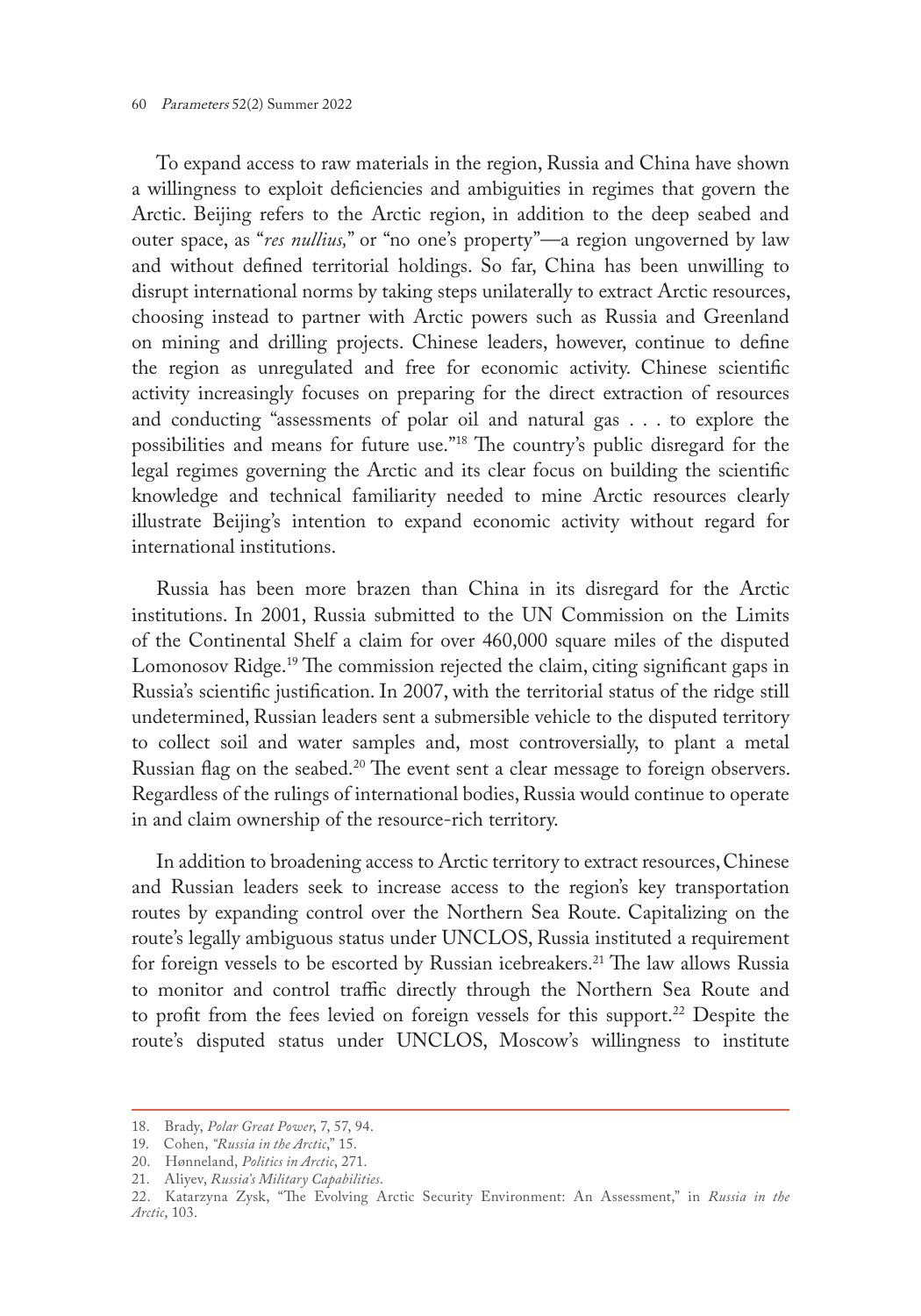To expand access to raw materials in the region, Russia and China have shown a willingness to exploit deficiencies and ambiguities in regimes that govern the Arctic. Beijing refers to the Arctic region, in addition to the deep seabed and outer space, as "*res nullius,*" or "no one's property"—a region ungoverned by law and without defined territorial holdings. So far, China has been unwilling to disrupt international norms by taking steps unilaterally to extract Arctic resources, choosing instead to partner with Arctic powers such as Russia and Greenland on mining and drilling projects. Chinese leaders, however, continue to define the region as unregulated and free for economic activity. Chinese scientific activity increasingly focuses on preparing for the direct extraction of resources and conducting "assessments of polar oil and natural gas . . . to explore the possibilities and means for future use."[18] The country's public disregard for the legal regimes governing the Arctic and its clear focus on building the scientific knowledge and technical familiarity needed to mine Arctic resources clearly illustrate Beijing's intention to expand economic activity without regard for international institutions.

Russia has been more brazen than China in its disregard for the Arctic institutions. In 2001, Russia submitted to the UN Commission on the Limits of the Continental Shelf a claim for over 460,000 square miles of the disputed Lomonosov Ridge.[19] The commission rejected the claim, citing significant gaps in Russia's scientific justification. In 2007, with the territorial status of the ridge still undetermined, Russian leaders sent a submersible vehicle to the disputed territory to collect soil and water samples and, most controversially, to plant a metal Russian flag on the seabed.[20] The event sent a clear message to foreign observers. Regardless of the rulings of international bodies, Russia would continue to operate in and claim ownership of the resource-rich territory.

In addition to broadening access to Arctic territory to extract resources, Chinese and Russian leaders seek to increase access to the region's key transportation routes by expanding control over the Northern Sea Route. Capitalizing on the route's legally ambiguous status under UNCLOS, Russia instituted a requirement for foreign vessels to be escorted by Russian icebreakers.[21] The law allows Russia to monitor and control traffic directly through the Northern Sea Route and to profit from the fees levied on foreign vessels for this support.[22] Despite the route's disputed status under UNCLOS, Moscow's willingness to institute

---

18. Brady, *Polar Great Power*, 7, 57, 94.
19. Cohen, *"Russia in the Arctic*," 15.
20. Hønneland, *Politics in Arctic*, 271.
21. Aliyev, *Russia's Military Capabilities*.
22. Katarzyna Zysk, "The Evolving Arctic Security Environment: An Assessment," in *Russia in the Arctic*, 103.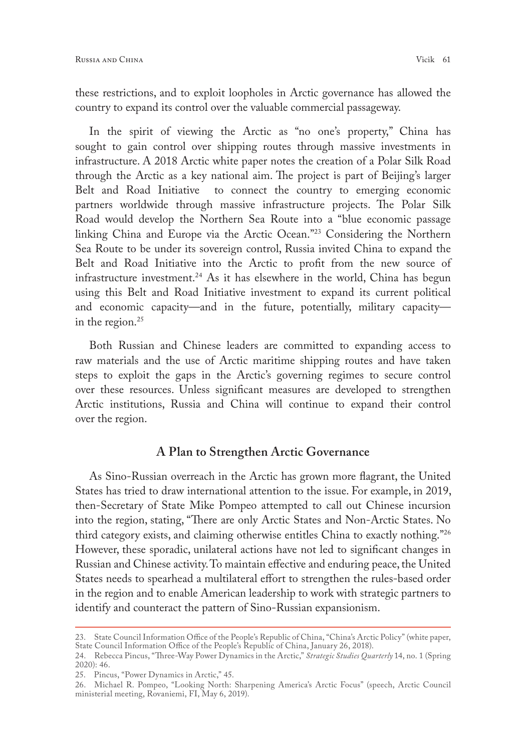these restrictions, and to exploit loopholes in Arctic governance has allowed the country to expand its control over the valuable commercial passageway.

In the spirit of viewing the Arctic as "no one's property," China has sought to gain control over shipping routes through massive investments in infrastructure. A 2018 Arctic white paper notes the creation of a Polar Silk Road through the Arctic as a key national aim. The project is part of Beijing's larger Belt and Road Initiative to connect the country to emerging economic partners worldwide through massive infrastructure projects. The Polar Silk Road would develop the Northern Sea Route into a "blue economic passage linking China and Europe via the Arctic Ocean."[23] Considering the Northern Sea Route to be under its sovereign control, Russia invited China to expand the Belt and Road Initiative into the Arctic to profit from the new source of infrastructure investment.[24] As it has elsewhere in the world, China has begun using this Belt and Road Initiative investment to expand its current political and economic capacity—and in the future, potentially, military capacity—in the region.[25]

Both Russian and Chinese leaders are committed to expanding access to raw materials and the use of Arctic maritime shipping routes and have taken steps to exploit the gaps in the Arctic's governing regimes to secure control over these resources. Unless significant measures are developed to strengthen Arctic institutions, Russia and China will continue to expand their control over the region.

## A Plan to Strengthen Arctic Governance

As Sino-Russian overreach in the Arctic has grown more flagrant, the United States has tried to draw international attention to the issue. For example, in 2019, then-Secretary of State Mike Pompeo attempted to call out Chinese incursion into the region, stating, "There are only Arctic States and Non-Arctic States. No third category exists, and claiming otherwise entitles China to exactly nothing."[26] However, these sporadic, unilateral actions have not led to significant changes in Russian and Chinese activity. To maintain effective and enduring peace, the United States needs to spearhead a multilateral effort to strengthen the rules-based order in the region and to enable American leadership to work with strategic partners to identify and counteract the pattern of Sino-Russian expansionism.

---

23. State Council Information Office of the People's Republic of China, "China's Arctic Policy" (white paper, State Council Information Office of the People's Republic of China, January 26, 2018).

24. Rebecca Pincus, "Three-Way Power Dynamics in the Arctic," *Strategic Studies Quarterly* 14, no. 1 (Spring 2020): 46.

25. Pincus, "Power Dynamics in Arctic," 45.

26. Michael R. Pompeo, "Looking North: Sharpening America's Arctic Focus" (speech, Arctic Council ministerial meeting, Rovaniemi, FI, May 6, 2019).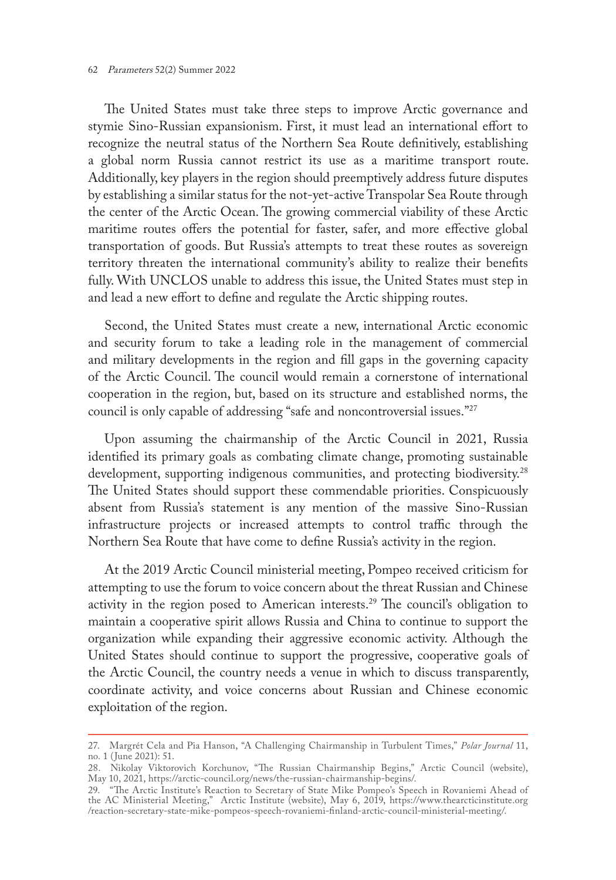The United States must take three steps to improve Arctic governance and stymie Sino-Russian expansionism. First, it must lead an international effort to recognize the neutral status of the Northern Sea Route definitively, establishing a global norm Russia cannot restrict its use as a maritime transport route. Additionally, key players in the region should preemptively address future disputes by establishing a similar status for the not-yet-active Transpolar Sea Route through the center of the Arctic Ocean. The growing commercial viability of these Arctic maritime routes offers the potential for faster, safer, and more effective global transportation of goods. But Russia's attempts to treat these routes as sovereign territory threaten the international community's ability to realize their benefits fully. With UNCLOS unable to address this issue, the United States must step in and lead a new effort to define and regulate the Arctic shipping routes.

Second, the United States must create a new, international Arctic economic and security forum to take a leading role in the management of commercial and military developments in the region and fill gaps in the governing capacity of the Arctic Council. The council would remain a cornerstone of international cooperation in the region, but, based on its structure and established norms, the council is only capable of addressing "safe and noncontroversial issues."[27]

Upon assuming the chairmanship of the Arctic Council in 2021, Russia identified its primary goals as combating climate change, promoting sustainable development, supporting indigenous communities, and protecting biodiversity.[28] The United States should support these commendable priorities. Conspicuously absent from Russia's statement is any mention of the massive Sino-Russian infrastructure projects or increased attempts to control traffic through the Northern Sea Route that have come to define Russia's activity in the region.

At the 2019 Arctic Council ministerial meeting, Pompeo received criticism for attempting to use the forum to voice concern about the threat Russian and Chinese activity in the region posed to American interests.[29] The council's obligation to maintain a cooperative spirit allows Russia and China to continue to support the organization while expanding their aggressive economic activity. Although the United States should continue to support the progressive, cooperative goals of the Arctic Council, the country needs a venue in which to discuss transparently, coordinate activity, and voice concerns about Russian and Chinese economic exploitation of the region.

---

27. Margrét Cela and Pia Hanson, "A Challenging Chairmanship in Turbulent Times," *Polar Journal* 11, no. 1 (June 2021): 51.

28. Nikolay Viktorovich Korchunov, "The Russian Chairmanship Begins," Arctic Council (website), May 10, 2021, https://arctic-council.org/news/the-russian-chairmanship-begins/.

29. "The Arctic Institute's Reaction to Secretary of State Mike Pompeo's Speech in Rovaniemi Ahead of the AC Ministerial Meeting," Arctic Institute (website), May 6, 2019, https://www.thearcticinstitute.org/reaction-secretary-state-mike-pompeos-speech-rovaniemi-finland-arctic-council-ministerial-meeting/.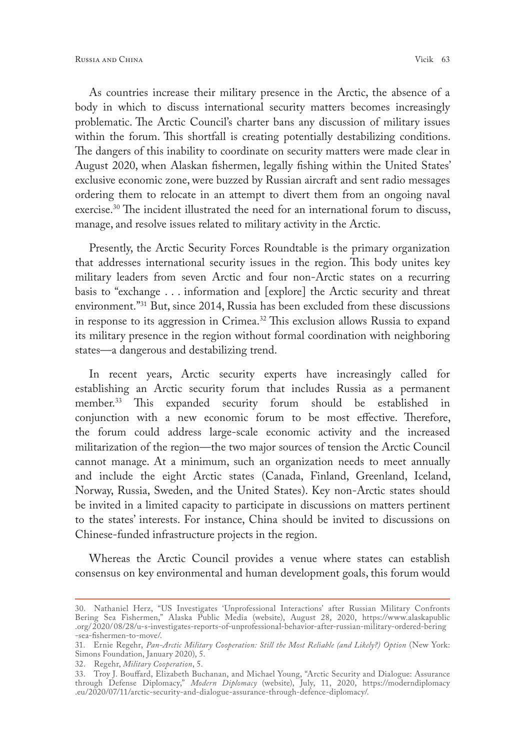As countries increase their military presence in the Arctic, the absence of a body in which to discuss international security matters becomes increasingly problematic. The Arctic Council's charter bans any discussion of military issues within the forum. This shortfall is creating potentially destabilizing conditions. The dangers of this inability to coordinate on security matters were made clear in August 2020, when Alaskan fishermen, legally fishing within the United States' exclusive economic zone, were buzzed by Russian aircraft and sent radio messages ordering them to relocate in an attempt to divert them from an ongoing naval exercise.[30] The incident illustrated the need for an international forum to discuss, manage, and resolve issues related to military activity in the Arctic.

Presently, the Arctic Security Forces Roundtable is the primary organization that addresses international security issues in the region. This body unites key military leaders from seven Arctic and four non-Arctic states on a recurring basis to "exchange . . . information and [explore] the Arctic security and threat environment."[31] But, since 2014, Russia has been excluded from these discussions in response to its aggression in Crimea.[32] This exclusion allows Russia to expand its military presence in the region without formal coordination with neighboring states—a dangerous and destabilizing trend.

In recent years, Arctic security experts have increasingly called for establishing an Arctic security forum that includes Russia as a permanent member.[33] This expanded security forum should be established in conjunction with a new economic forum to be most effective. Therefore, the forum could address large-scale economic activity and the increased militarization of the region—the two major sources of tension the Arctic Council cannot manage. At a minimum, such an organization needs to meet annually and include the eight Arctic states (Canada, Finland, Greenland, Iceland, Norway, Russia, Sweden, and the United States). Key non-Arctic states should be invited in a limited capacity to participate in discussions on matters pertinent to the states' interests. For instance, China should be invited to discussions on Chinese-funded infrastructure projects in the region.

Whereas the Arctic Council provides a venue where states can establish consensus on key environmental and human development goals, this forum would

---

30. Nathaniel Herz, "US Investigates 'Unprofessional Interactions' after Russian Military Confronts Bering Sea Fishermen," Alaska Public Media (website), August 28, 2020, https://www.alaskapublic.org/2020/08/28/u-s-investigates-reports-of-unprofessional-behavior-after-russian-military-ordered-bering-sea-fishermen-to-move/.

31. Ernie Regehr, *Pan-Arctic Military Cooperation: Still the Most Reliable (and Likely?) Option* (New York: Simons Foundation, January 2020), 5.

32. Regehr, *Military Cooperation*, 5.

33. Troy J. Bouffard, Elizabeth Buchanan, and Michael Young, "Arctic Security and Dialogue: Assurance through Defense Diplomacy," *Modern Diplomacy* (website), July, 11, 2020, https://moderndiplomacy.eu/2020/07/11/arctic-security-and-dialogue-assurance-through-defence-diplomacy/.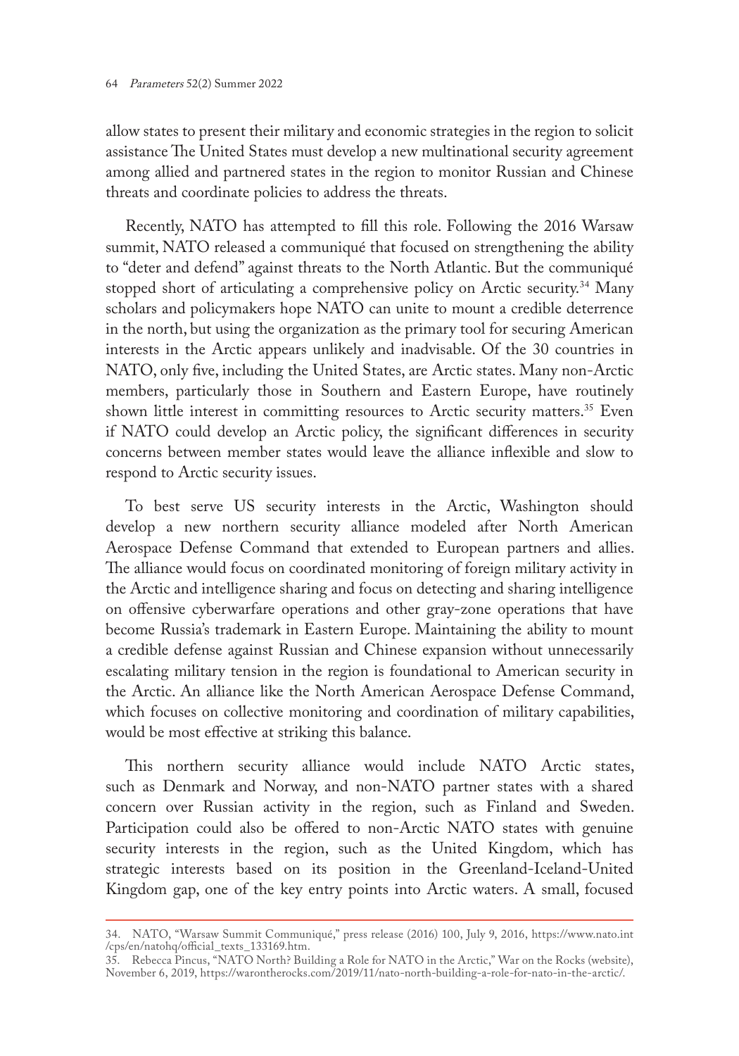allow states to present their military and economic strategies in the region to solicit assistance The United States must develop a new multinational security agreement among allied and partnered states in the region to monitor Russian and Chinese threats and coordinate policies to address the threats.

Recently, NATO has attempted to fill this role. Following the 2016 Warsaw summit, NATO released a communiqué that focused on strengthening the ability to "deter and defend" against threats to the North Atlantic. But the communiqué stopped short of articulating a comprehensive policy on Arctic security.[34] Many scholars and policymakers hope NATO can unite to mount a credible deterrence in the north, but using the organization as the primary tool for securing American interests in the Arctic appears unlikely and inadvisable. Of the 30 countries in NATO, only five, including the United States, are Arctic states. Many non-Arctic members, particularly those in Southern and Eastern Europe, have routinely shown little interest in committing resources to Arctic security matters.[35] Even if NATO could develop an Arctic policy, the significant differences in security concerns between member states would leave the alliance inflexible and slow to respond to Arctic security issues.

To best serve US security interests in the Arctic, Washington should develop a new northern security alliance modeled after North American Aerospace Defense Command that extended to European partners and allies. The alliance would focus on coordinated monitoring of foreign military activity in the Arctic and intelligence sharing and focus on detecting and sharing intelligence on offensive cyberwarfare operations and other gray-zone operations that have become Russia's trademark in Eastern Europe. Maintaining the ability to mount a credible defense against Russian and Chinese expansion without unnecessarily escalating military tension in the region is foundational to American security in the Arctic. An alliance like the North American Aerospace Defense Command, which focuses on collective monitoring and coordination of military capabilities, would be most effective at striking this balance.

This northern security alliance would include NATO Arctic states, such as Denmark and Norway, and non-NATO partner states with a shared concern over Russian activity in the region, such as Finland and Sweden. Participation could also be offered to non-Arctic NATO states with genuine security interests in the region, such as the United Kingdom, which has strategic interests based on its position in the Greenland-Iceland-United Kingdom gap, one of the key entry points into Arctic waters. A small, focused

---

34. NATO, "Warsaw Summit Communiqué," press release (2016) 100, July 9, 2016, https://www.nato.int/cps/en/natohq/official_texts_133169.htm.

35. Rebecca Pincus, "NATO North? Building a Role for NATO in the Arctic," War on the Rocks (website), November 6, 2019, https://warontherocks.com/2019/11/nato-north-building-a-role-for-nato-in-the-arctic/.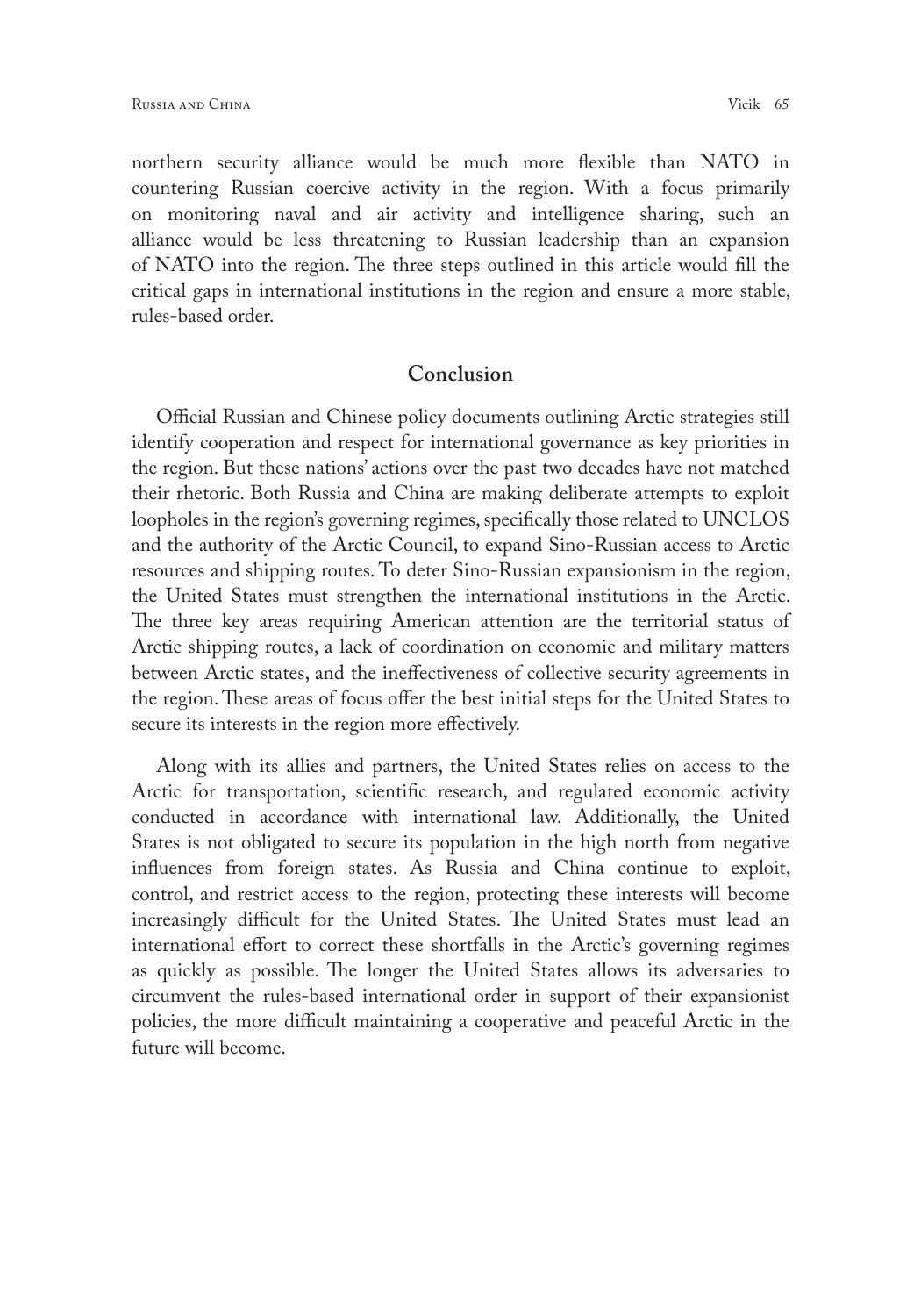northern security alliance would be much more flexible than NATO in countering Russian coercive activity in the region. With a focus primarily on monitoring naval and air activity and intelligence sharing, such an alliance would be less threatening to Russian leadership than an expansion of NATO into the region. The three steps outlined in this article would fill the critical gaps in international institutions in the region and ensure a more stable, rules-based order.

## Conclusion

Official Russian and Chinese policy documents outlining Arctic strategies still identify cooperation and respect for international governance as key priorities in the region. But these nations' actions over the past two decades have not matched their rhetoric. Both Russia and China are making deliberate attempts to exploit loopholes in the region's governing regimes, specifically those related to UNCLOS and the authority of the Arctic Council, to expand Sino-Russian access to Arctic resources and shipping routes. To deter Sino-Russian expansionism in the region, the United States must strengthen the international institutions in the Arctic. The three key areas requiring American attention are the territorial status of Arctic shipping routes, a lack of coordination on economic and military matters between Arctic states, and the ineffectiveness of collective security agreements in the region. These areas of focus offer the best initial steps for the United States to secure its interests in the region more effectively.

Along with its allies and partners, the United States relies on access to the Arctic for transportation, scientific research, and regulated economic activity conducted in accordance with international law. Additionally, the United States is not obligated to secure its population in the high north from negative influences from foreign states. As Russia and China continue to exploit, control, and restrict access to the region, protecting these interests will become increasingly difficult for the United States. The United States must lead an international effort to correct these shortfalls in the Arctic's governing regimes as quickly as possible. The longer the United States allows its adversaries to circumvent the rules-based international order in support of their expansionist policies, the more difficult maintaining a cooperative and peaceful Arctic in the future will become.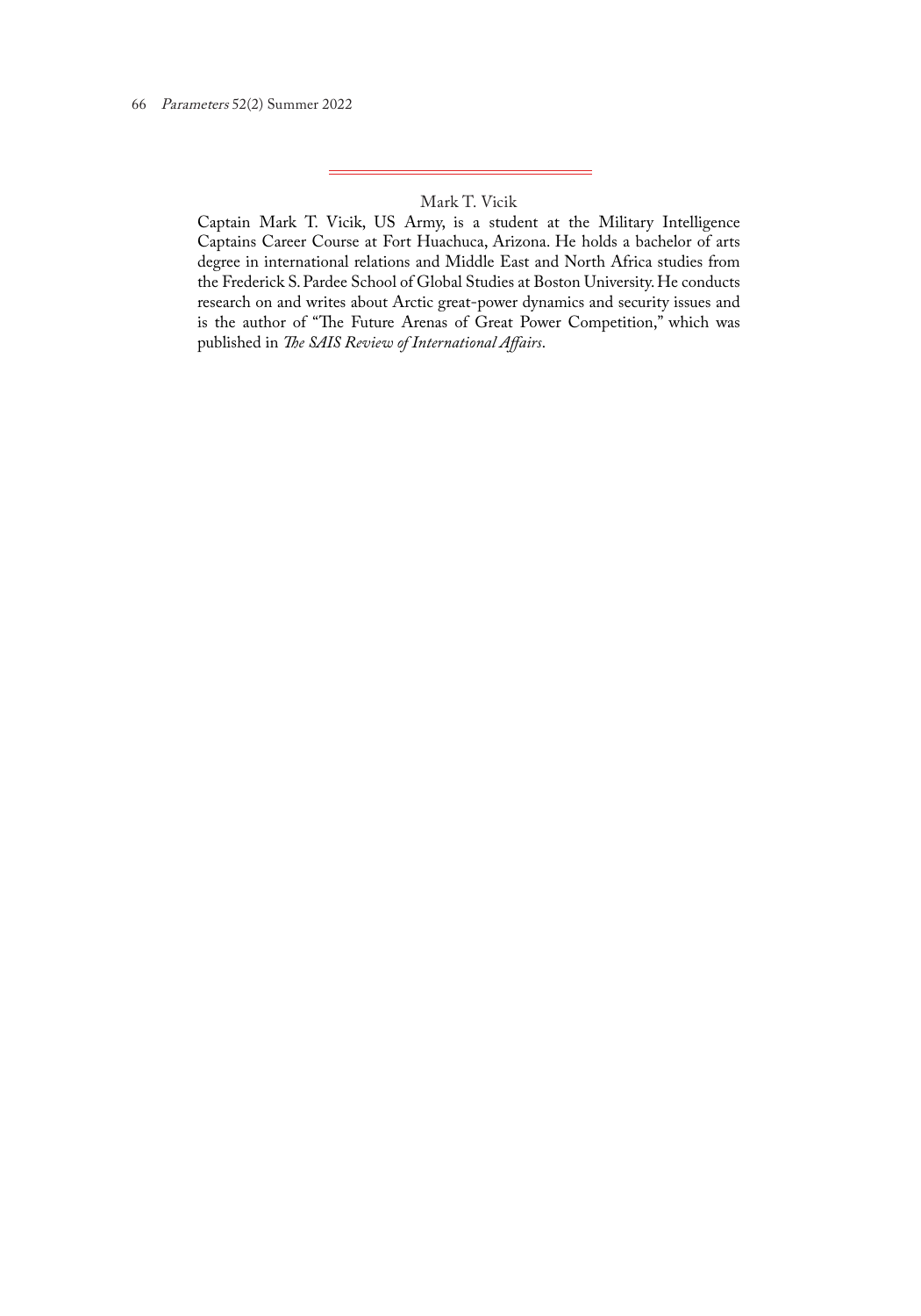Mark T. Vicik

Captain Mark T. Vicik, US Army, is a student at the Military Intelligence Captains Career Course at Fort Huachuca, Arizona. He holds a bachelor of arts degree in international relations and Middle East and North Africa studies from the Frederick S. Pardee School of Global Studies at Boston University. He conducts research on and writes about Arctic great-power dynamics and security issues and is the author of "The Future Arenas of Great Power Competition," which was published in *The SAIS Review of International Affairs*.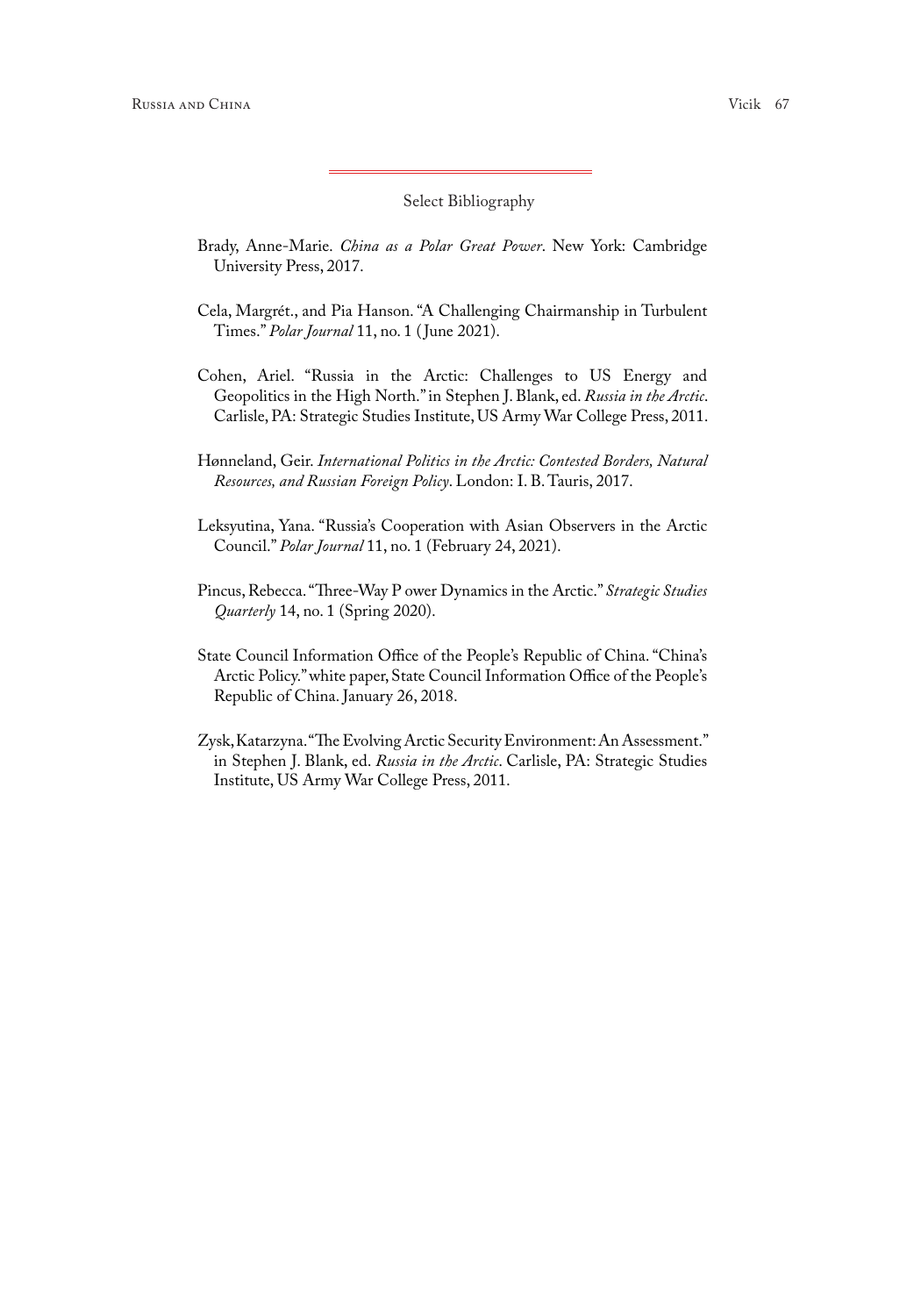## Select Bibliography

Brady, Anne-Marie. *China as a Polar Great Power*. New York: Cambridge University Press, 2017.

Cela, Margrét., and Pia Hanson. "A Challenging Chairmanship in Turbulent Times." *Polar Journal* 11, no. 1 (June 2021).

Cohen, Ariel. "Russia in the Arctic: Challenges to US Energy and Geopolitics in the High North." in Stephen J. Blank, ed. *Russia in the Arctic*. Carlisle, PA: Strategic Studies Institute, US Army War College Press, 2011.

Hønneland, Geir. *International Politics in the Arctic: Contested Borders, Natural Resources, and Russian Foreign Policy*. London: I. B. Tauris, 2017.

Leksyutina, Yana. "Russia's Cooperation with Asian Observers in the Arctic Council." *Polar Journal* 11, no. 1 (February 24, 2021).

Pincus, Rebecca. "Three-Way P ower Dynamics in the Arctic." *Strategic Studies Quarterly* 14, no. 1 (Spring 2020).

State Council Information Office of the People's Republic of China. "China's Arctic Policy." white paper, State Council Information Office of the People's Republic of China. January 26, 2018.

Zysk, Katarzyna. "The Evolving Arctic Security Environment: An Assessment." in Stephen J. Blank, ed. *Russia in the Arctic*. Carlisle, PA: Strategic Studies Institute, US Army War College Press, 2011.